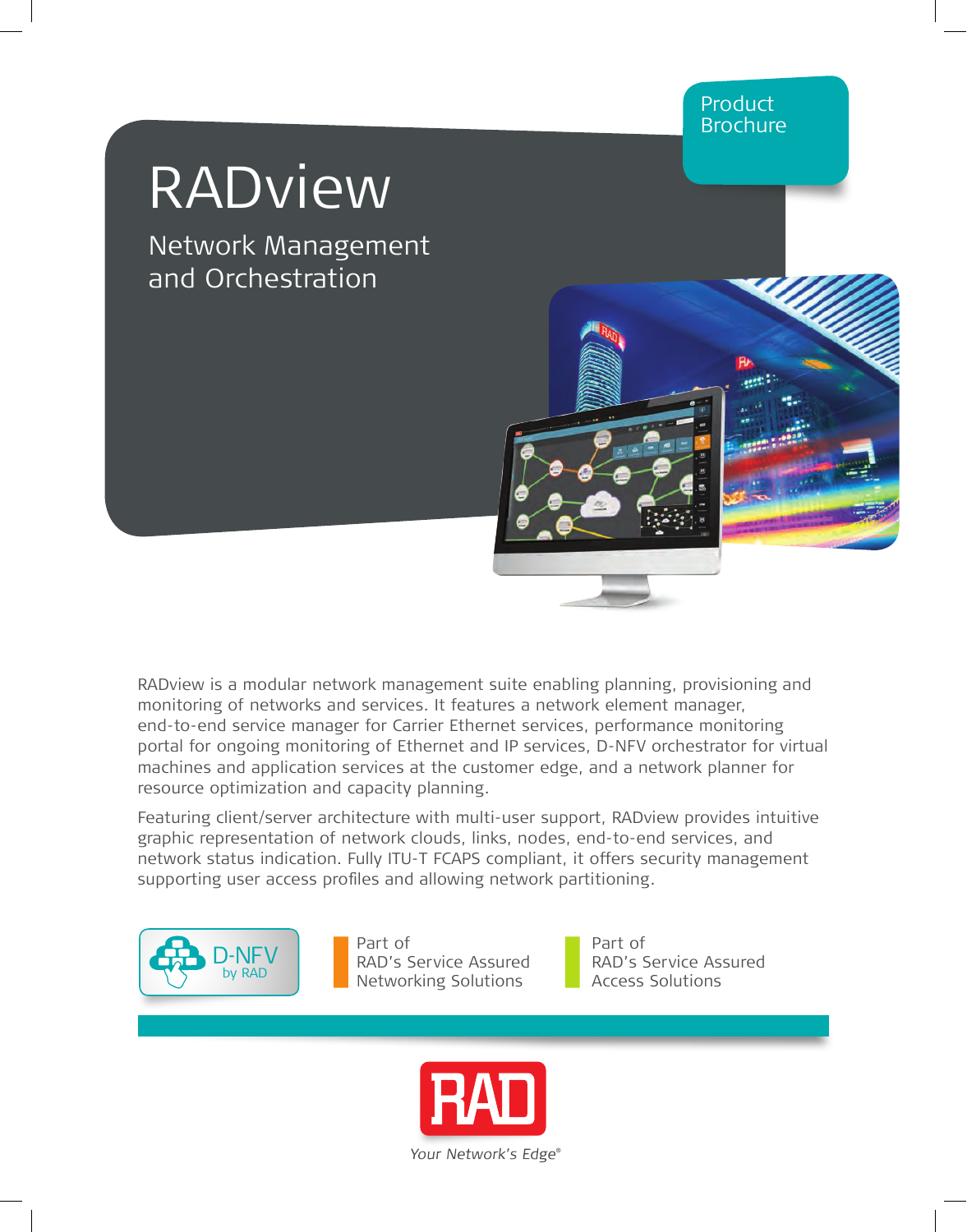Product Brochure

# RADview

## Network Management and Orchestration

RADview is a modular network management suite enabling planning, provisioning and monitoring of networks and services. It features a network element manager, end-to-end service manager for Carrier Ethernet services, performance monitoring portal for ongoing monitoring of Ethernet and IP services, D-NFV orchestrator for virtual machines and application services at the customer edge, and a network planner for resource optimization and capacity planning.

Featuring client/server architecture with multi-user support, RADview provides intuitive graphic representation of network clouds, links, nodes, end-to-end services, and network status indication. Fully ITU-T FCAPS compliant, it offers security management supporting user access profiles and allowing network partitioning.

D-NFV by RAD

Part of RAD's Service Assured Networking Solutions

Part of RAD's Service Assured Access Solutions

RAD

*Your Network's Edge®*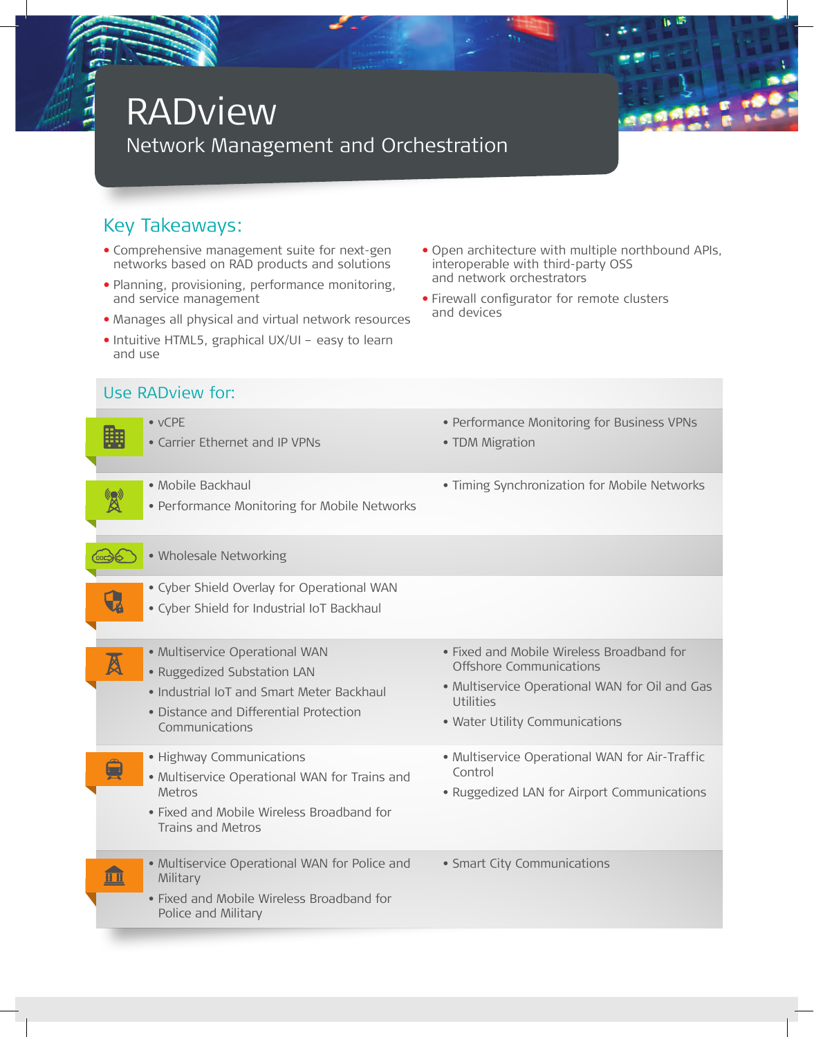# RADview

## Network Management and Orchestration

### Key Takeaways:

- Comprehensive management suite for next-gen networks based on RAD products and solutions
- Planning, provisioning, performance monitoring, and service management
- Manages all physical and virtual network resources
- Intuitive HTML5, graphical UX/UI – easy to learn and use
- Open architecture with multiple northbound APIs, interoperable with third-party OSS and network orchestrators
- Firewall configurator for remote clusters and devices

### Use RADview for:

- vCPE
- Carrier Ethernet and IP VPNs
- Performance Monitoring for Business VPNs
- TDM Migration

- Mobile Backhaul
- Performance Monitoring for Mobile Networks
- Timing Synchronization for Mobile Networks

- Wholesale Networking

- Cyber Shield Overlay for Operational WAN
- Cyber Shield for Industrial IoT Backhaul

- Multiservice Operational WAN
- Ruggedized Substation LAN
- Industrial IoT and Smart Meter Backhaul
- Distance and Differential Protection Communications
- Fixed and Mobile Wireless Broadband for Offshore Communications
- Multiservice Operational WAN for Oil and Gas Utilities
- Water Utility Communications

- Highway Communications
- Multiservice Operational WAN for Trains and Metros
- Fixed and Mobile Wireless Broadband for Trains and Metros
- Multiservice Operational WAN for Air-Traffic Control
- Ruggedized LAN for Airport Communications

- Multiservice Operational WAN for Police and Military
- Fixed and Mobile Wireless Broadband for Police and Military
- Smart City Communications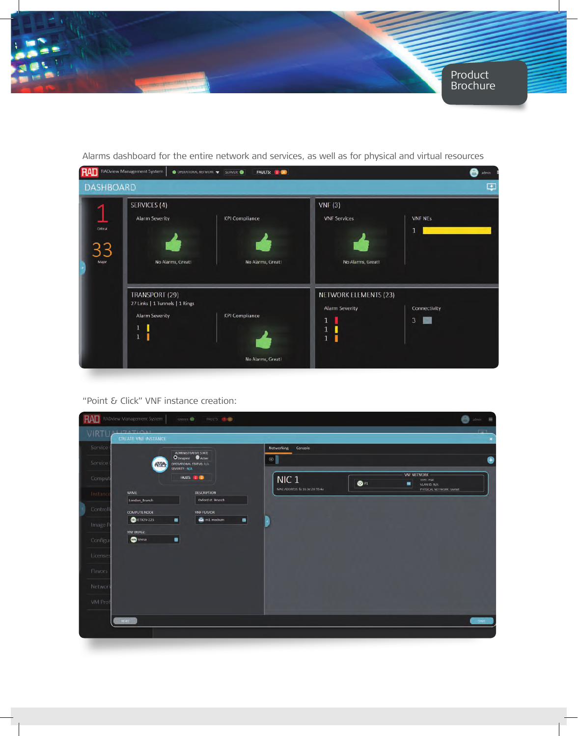Product Brochure

Alarms dashboard for the entire network and services, as well as for physical and virtual resources

"Point & Click" VNF instance creation: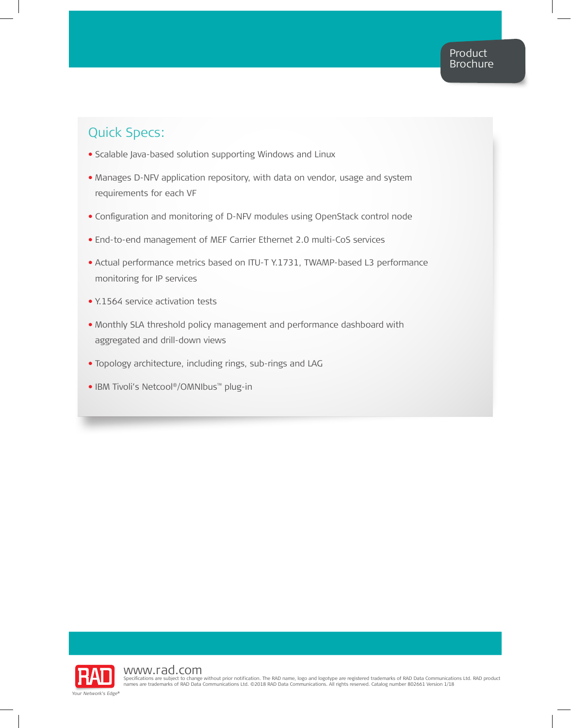Product Brochure

## Quick Specs:

- Scalable Java-based solution supporting Windows and Linux
- Manages D-NFV application repository, with data on vendor, usage and system requirements for each VF
- Configuration and monitoring of D-NFV modules using OpenStack control node
- End-to-end management of MEF Carrier Ethernet 2.0 multi-CoS services
- Actual performance metrics based on ITU-T Y.1731, TWAMP-based L3 performance monitoring for IP services
- Y.1564 service activation tests
- Monthly SLA threshold policy management and performance dashboard with aggregated and drill-down views
- Topology architecture, including rings, sub-rings and LAG
- IBM Tivoli's Netcool®/OMNIbus™ plug-in

RAD

*Your Network's Edge®*

www.rad.com

Specifications are subject to change without prior notification. The RAD name, logo and logotype are registered trademarks of RAD Data Communications Ltd. RAD product names are trademarks of RAD Data Communications Ltd. ©2018 RAD Data Communications. All rights reserved. Catalog number 802661 Version 1/18